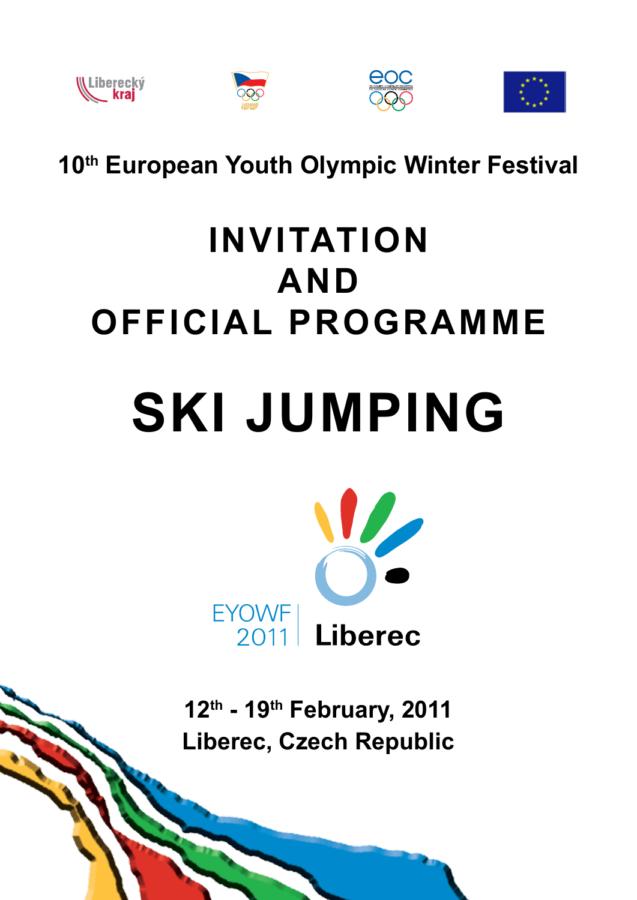10th European Youth Olympic Winter Festival

# INVITATION AND OFFICIAL PROGRAMME

# SKI JUMPING

EYOWF 2011 Liberec

**12th - 19th February, 2011**
**Liberec, Czech Republic**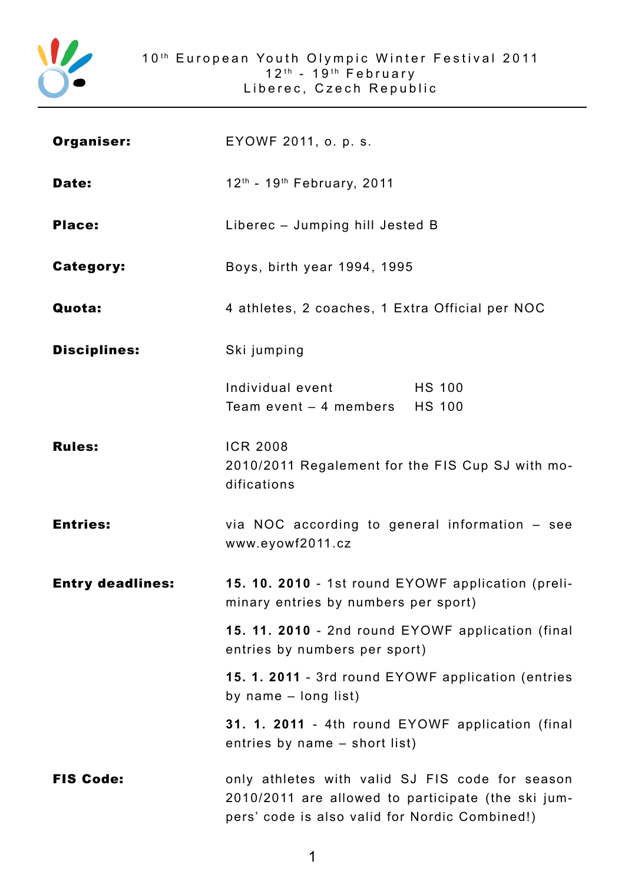10th European Youth Olympic Winter Festival 2011
12th - 19th February
Liberec, Czech Republic

| | |
|---|---|
| **Organiser:** | EYOWF 2011, o. p. s. |
| **Date:** | 12th - 19th February, 2011 |
| **Place:** | Liberec – Jumping hill Jested B |
| **Category:** | Boys, birth year 1994, 1995 |
| **Quota:** | 4 athletes, 2 coaches, 1 Extra Official per NOC |
| **Disciplines:** | Ski jumping<br><br>Individual event HS 100<br>Team event – 4 members HS 100 |
| **Rules:** | ICR 2008<br>2010/2011 Regalement for the FIS Cup SJ with modifications |
| **Entries:** | via NOC according to general information – see www.eyowf2011.cz |
| **Entry deadlines:** | **15. 10. 2010** - 1st round EYOWF application (preliminary entries by numbers per sport)<br><br>**15. 11. 2010** - 2nd round EYOWF application (final entries by numbers per sport)<br><br>**15. 1. 2011** - 3rd round EYOWF application (entries by name – long list)<br><br>**31. 1. 2011** - 4th round EYOWF application (final entries by name – short list) |
| **FIS Code:** | only athletes with valid SJ FIS code for season 2010/2011 are allowed to participate (the ski jumpers' code is also valid for Nordic Combined!) |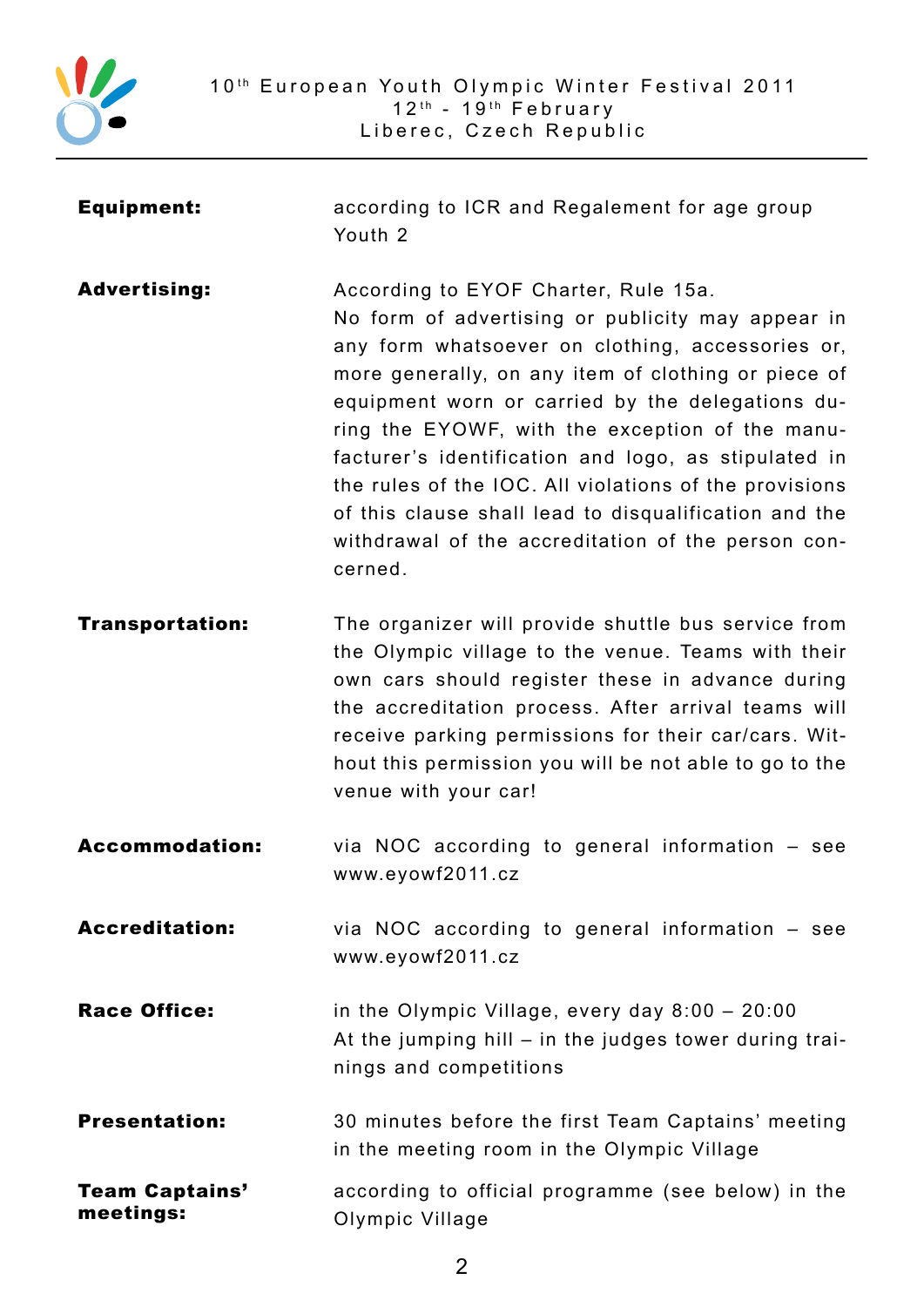**Equipment:** according to ICR and Regalement for age group Youth 2

**Advertising:** According to EYOF Charter, Rule 15a.
No form of advertising or publicity may appear in any form whatsoever on clothing, accessories or, more generally, on any item of clothing or piece of equipment worn or carried by the delegations during the EYOWF, with the exception of the manufacturer's identification and logo, as stipulated in the rules of the IOC. All violations of the provisions of this clause shall lead to disqualification and the withdrawal of the accreditation of the person concerned.

**Transportation:** The organizer will provide shuttle bus service from the Olympic village to the venue. Teams with their own cars should register these in advance during the accreditation process. After arrival teams will receive parking permissions for their car/cars. Without this permission you will be not able to go to the venue with your car!

**Accommodation:** via NOC according to general information – see www.eyowf2011.cz

**Accreditation:** via NOC according to general information – see www.eyowf2011.cz

**Race Office:** in the Olympic Village, every day 8:00 – 20:00
At the jumping hill – in the judges tower during trainings and competitions

**Presentation:** 30 minutes before the first Team Captains' meeting in the meeting room in the Olympic Village

**Team Captains' meetings:** according to official programme (see below) in the Olympic Village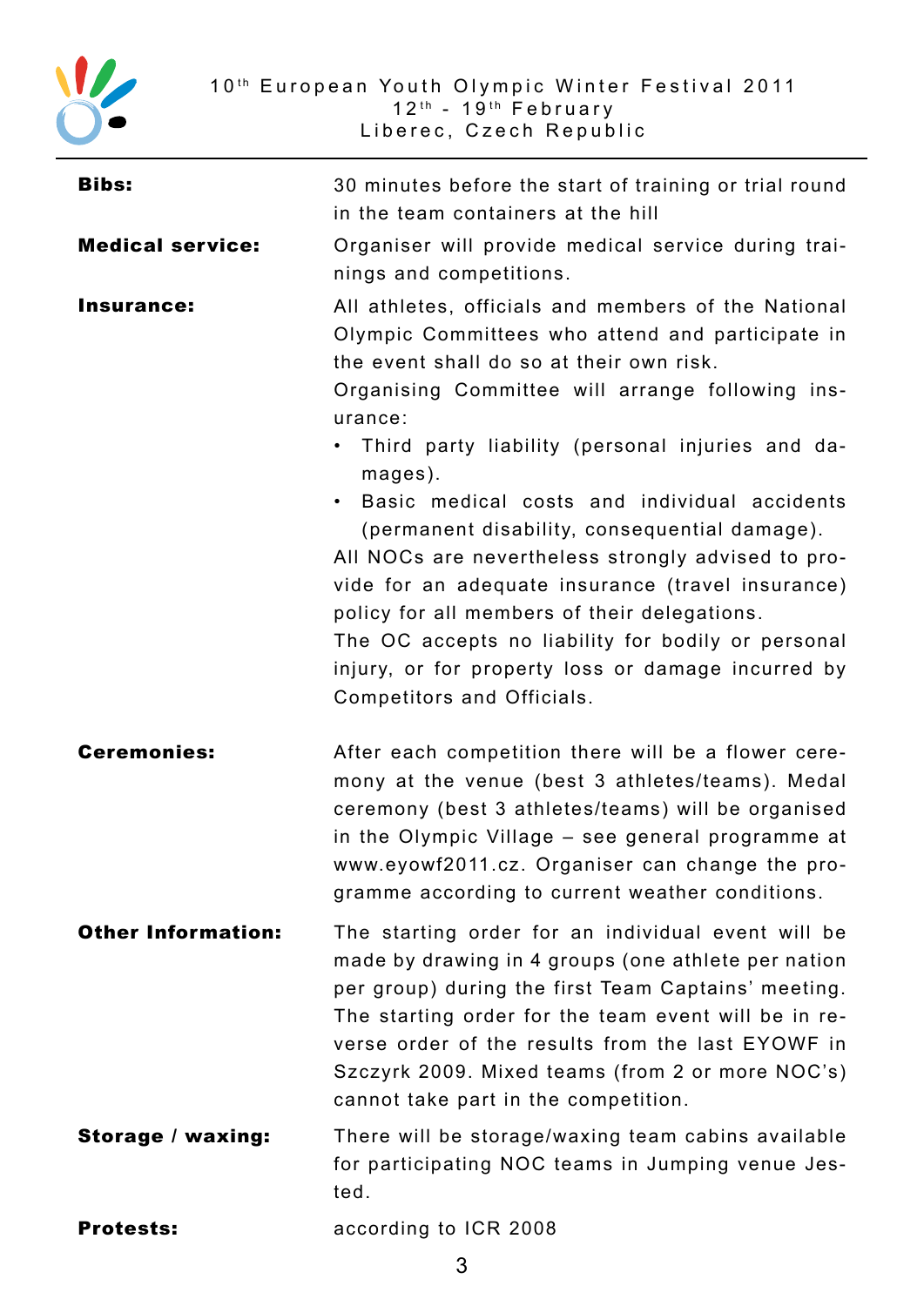**Bibs:** 30 minutes before the start of training or trial round in the team containers at the hill

**Medical service:** Organiser will provide medical service during trainings and competitions.

**Insurance:** All athletes, officials and members of the National Olympic Committees who attend and participate in the event shall do so at their own risk.
Organising Committee will arrange following insurance:

- Third party liability (personal injuries and damages).
- Basic medical costs and individual accidents (permanent disability, consequential damage).

All NOCs are nevertheless strongly advised to provide for an adequate insurance (travel insurance) policy for all members of their delegations.
The OC accepts no liability for bodily or personal injury, or for property loss or damage incurred by Competitors and Officials.

**Ceremonies:** After each competition there will be a flower ceremony at the venue (best 3 athletes/teams). Medal ceremony (best 3 athletes/teams) will be organised in the Olympic Village – see general programme at www.eyowf2011.cz. Organiser can change the programme according to current weather conditions.

**Other Information:** The starting order for an individual event will be made by drawing in 4 groups (one athlete per nation per group) during the first Team Captains' meeting. The starting order for the team event will be in reverse order of the results from the last EYOWF in Szczyrk 2009. Mixed teams (from 2 or more NOC's) cannot take part in the competition.

**Storage / waxing:** There will be storage/waxing team cabins available for participating NOC teams in Jumping venue Ještěd.

**Protests:** according to ICR 2008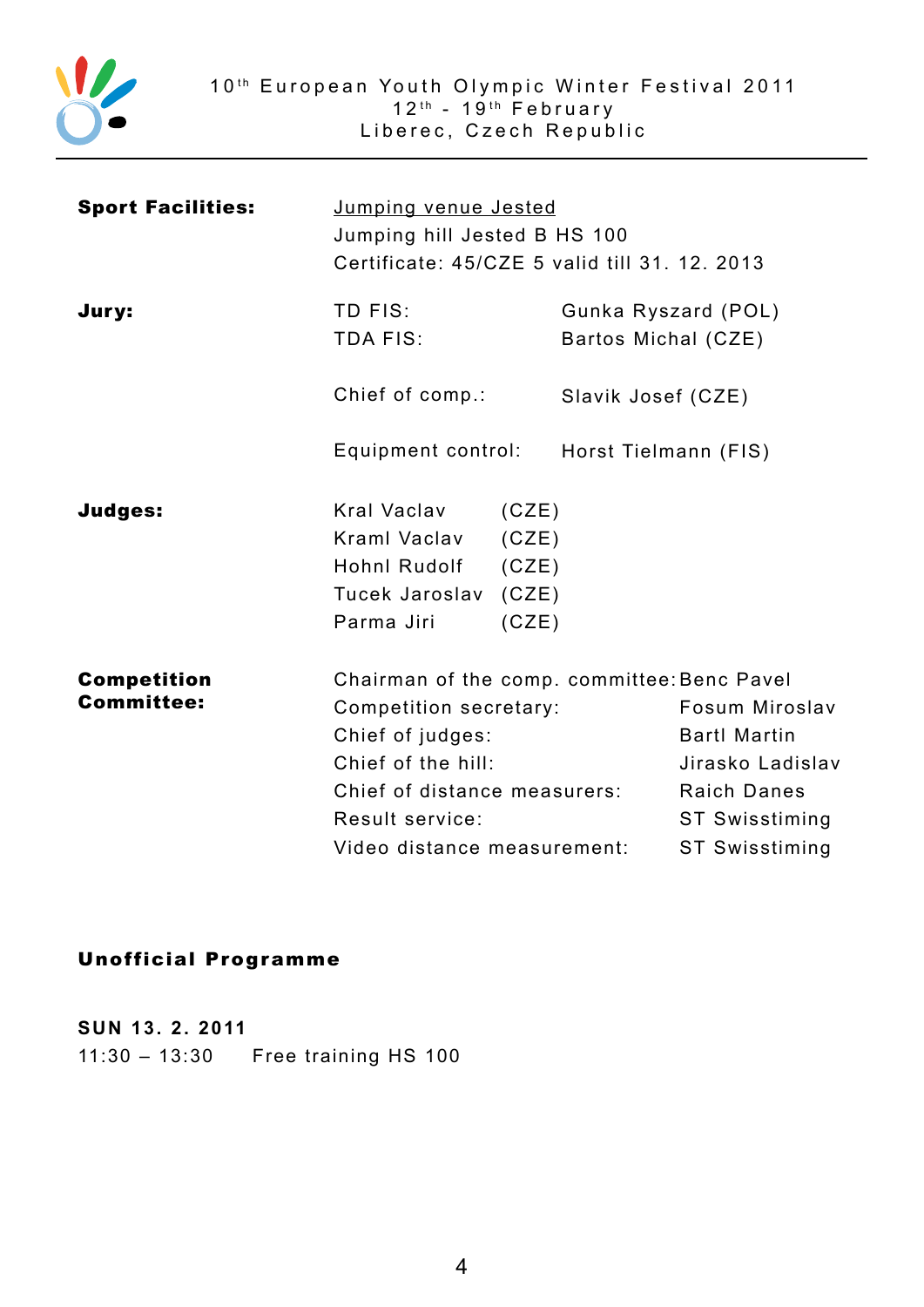10th European Youth Olympic Winter Festival 2011
12th - 19th February
Liberec, Czech Republic

| | | |
|---|---|---|
| **Sport Facilities:** | <u>Jumping venue Jested</u><br>Jumping hill Jested B HS 100<br>Certificate: 45/CZE 5 valid till 31. 12. 2013 | |
| **Jury:** | TD FIS: | Gunka Ryszard (POL) |
| | TDA FIS: | Bartos Michal (CZE) |
| | Chief of comp.: | Slavik Josef (CZE) |
| | Equipment control: | Horst Tielmann (FIS) |
| **Judges:** | Kral Vaclav | (CZE) |
| | Kraml Vaclav | (CZE) |
| | Hohnl Rudolf | (CZE) |
| | Tucek Jaroslav | (CZE) |
| | Parma Jiri | (CZE) |
| **Competition Committee:** | Chairman of the comp. committee: | Benc Pavel |
| | Competition secretary: | Fosum Miroslav |
| | Chief of judges: | Bartl Martin |
| | Chief of the hill: | Jirasko Ladislav |
| | Chief of distance measurers: | Raich Danes |
| | Result service: | ST Swisstiming |
| | Video distance measurement: | ST Swisstiming |

**Unofficial Programme**

**SUN 13. 2. 2011**

11:30 – 13:30 Free training HS 100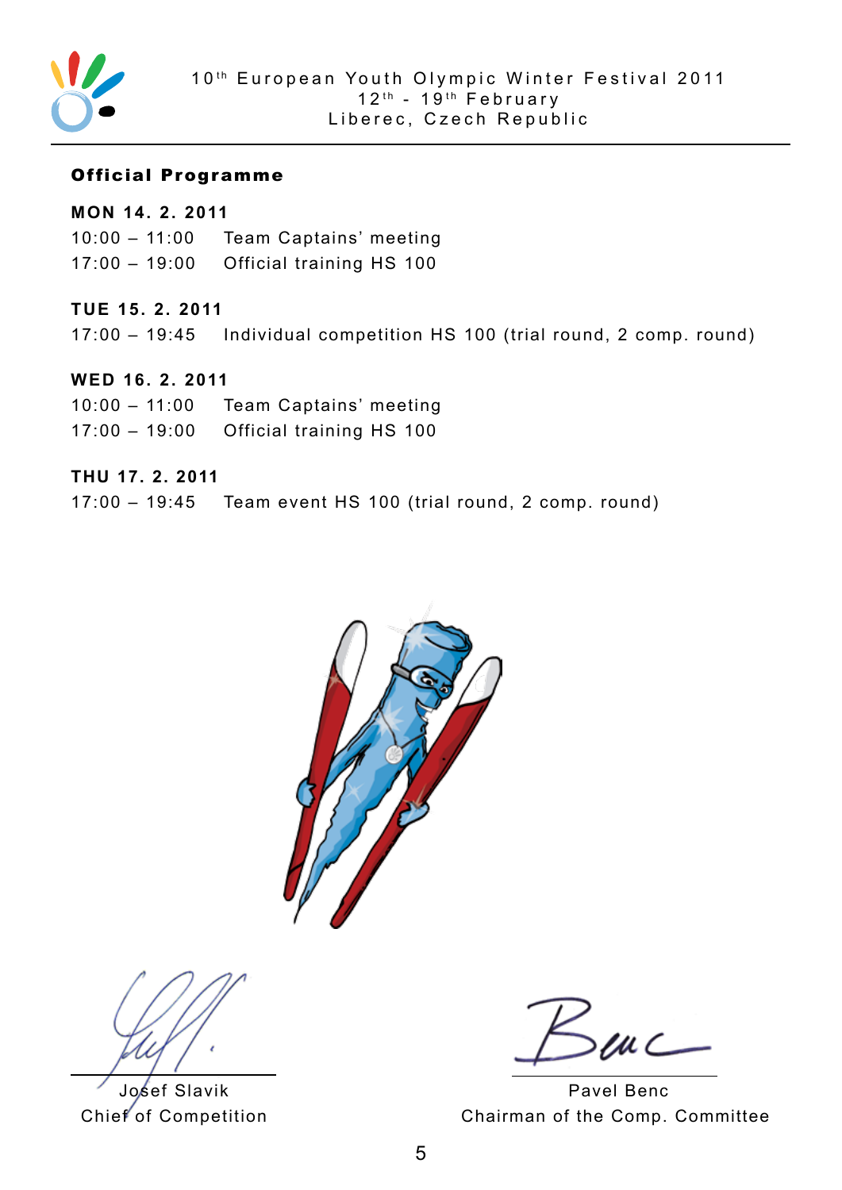10th European Youth Olympic Winter Festival 2011
12th - 19th February
Liberec, Czech Republic

## Official Programme

**MON 14. 2. 2011**

10:00 – 11:00 Team Captains' meeting
17:00 – 19:00 Official training HS 100

**TUE 15. 2. 2011**

17:00 – 19:45 Individual competition HS 100 (trial round, 2 comp. round)

**WED 16. 2. 2011**

10:00 – 11:00 Team Captains' meeting
17:00 – 19:00 Official training HS 100

**THU 17. 2. 2011**

17:00 – 19:45 Team event HS 100 (trial round, 2 comp. round)

Josef Slavik
Chief of Competition

Pavel Benc
Chairman of the Comp. Committee